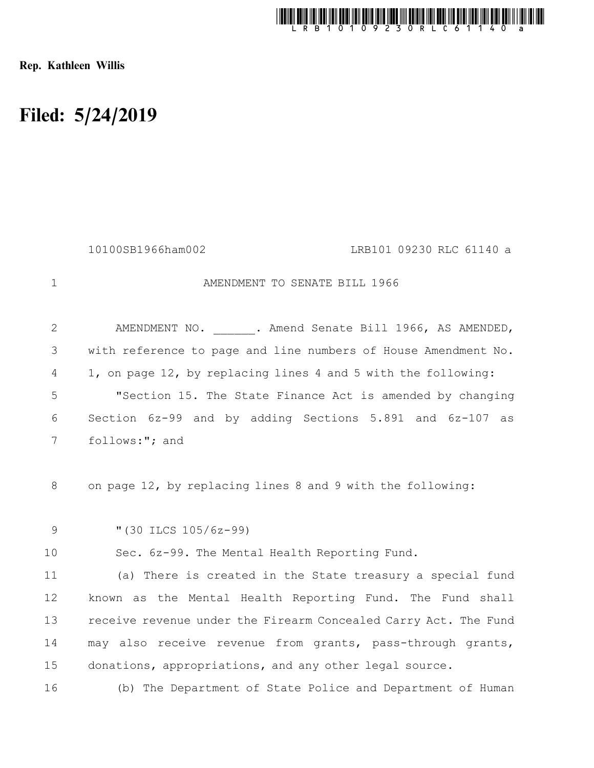Rep. Kathleen Willis

# Filed: 5/24/2019

10100SB1966ham002 LRB101 09230 RLC 61140 a

AMENDMENT TO SENATE BILL 1966

AMENDMENT NO. ______. Amend Senate Bill 1966, AS AMENDED, with reference to page and line numbers of House Amendment No. 1, on page 12, by replacing lines 4 and 5 with the following:

"Section 15. The State Finance Act is amended by changing Section 6z-99 and by adding Sections 5.891 and 6z-107 as follows:"; and

on page 12, by replacing lines 8 and 9 with the following:

"(30 ILCS 105/6z-99)

Sec. 6z-99. The Mental Health Reporting Fund.

(a) There is created in the State treasury a special fund known as the Mental Health Reporting Fund. The Fund shall receive revenue under the Firearm Concealed Carry Act. The Fund may also receive revenue from grants, pass-through grants, donations, appropriations, and any other legal source.

(b) The Department of State Police and Department of Human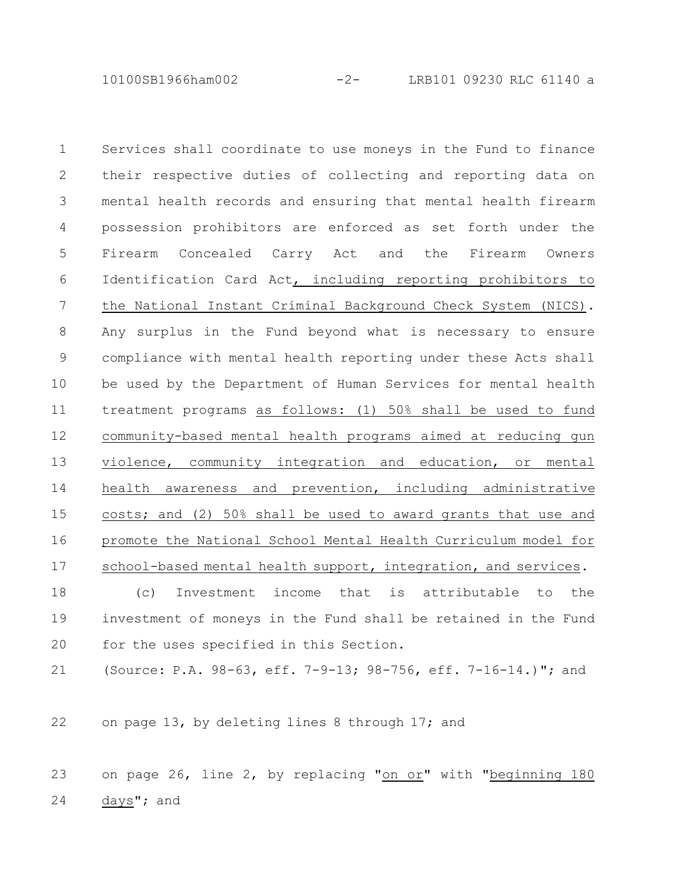Services shall coordinate to use moneys in the Fund to finance their respective duties of collecting and reporting data on mental health records and ensuring that mental health firearm possession prohibitors are enforced as set forth under the Firearm Concealed Carry Act and the Firearm Owners Identification Card Act<u>, including reporting prohibitors to the National Instant Criminal Background Check System (NICS)</u>. Any surplus in the Fund beyond what is necessary to ensure compliance with mental health reporting under these Acts shall be used by the Department of Human Services for mental health treatment programs <u>as follows: (1) 50% shall be used to fund community-based mental health programs aimed at reducing gun violence, community integration and education, or mental health awareness and prevention, including administrative costs; and (2) 50% shall be used to award grants that use and promote the National School Mental Health Curriculum model for school-based mental health support, integration, and services</u>.

(c) Investment income that is attributable to the investment of moneys in the Fund shall be retained in the Fund for the uses specified in this Section.

(Source: P.A. 98-63, eff. 7-9-13; 98-756, eff. 7-16-14.)"; and

on page 13, by deleting lines 8 through 17; and

on page 26, line 2, by replacing "<u>on or</u>" with "<u>beginning 180 days</u>"; and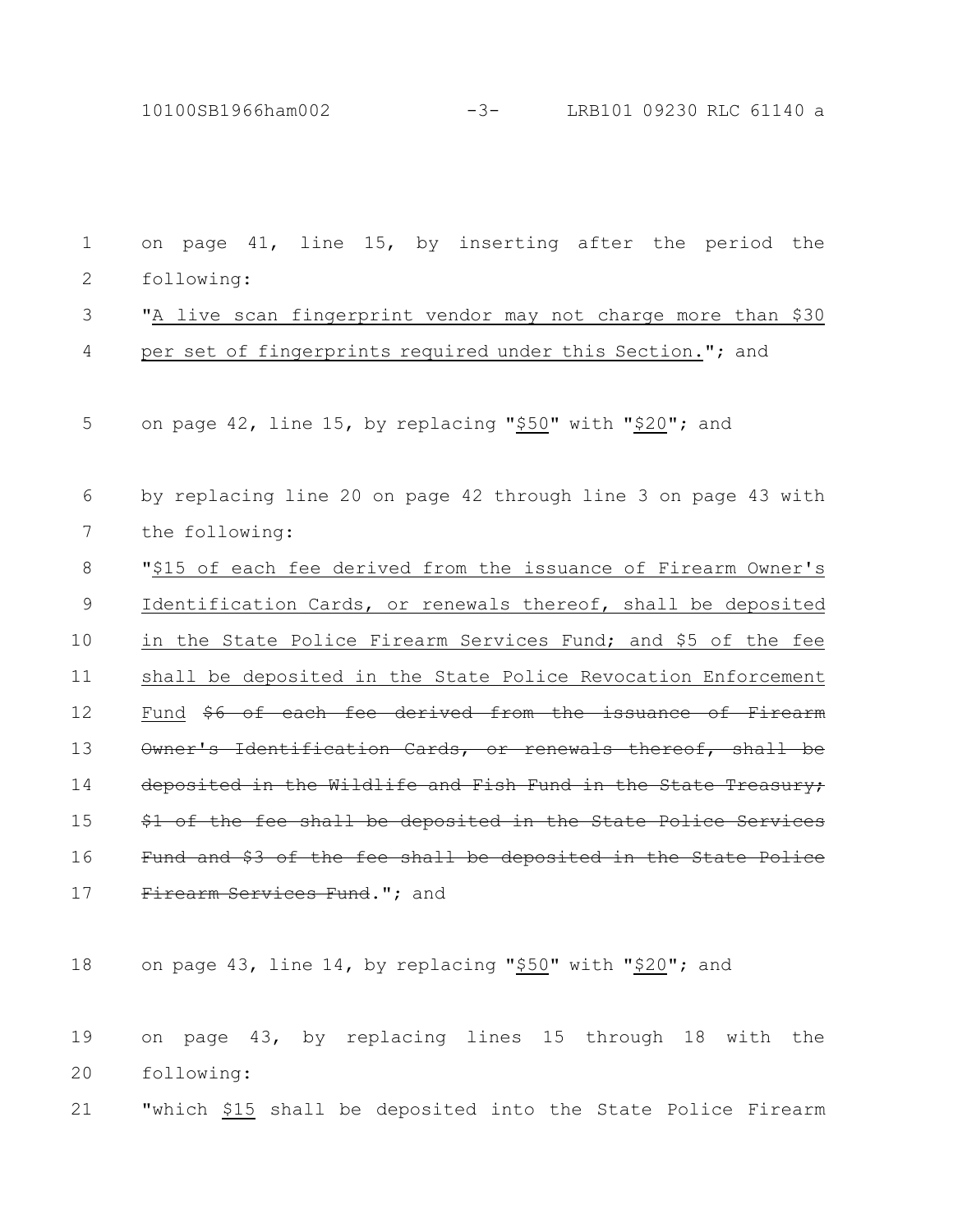on page 41, line 15, by inserting after the period the following:

"<u>A live scan fingerprint vendor may not charge more than $30 per set of fingerprints required under this Section.</u>"; and

on page 42, line 15, by replacing "<u>$50</u>" with "<u>$20</u>"; and

by replacing line 20 on page 42 through line 3 on page 43 with the following:

"<u>$15 of each fee derived from the issuance of Firearm Owner's Identification Cards, or renewals thereof, shall be deposited in the State Police Firearm Services Fund; and $5 of the fee shall be deposited in the State Police Revocation Enforcement Fund</u> ~~$6 of each fee derived from the issuance of Firearm Owner's Identification Cards, or renewals thereof, shall be deposited in the Wildlife and Fish Fund in the State Treasury; $1 of the fee shall be deposited in the State Police Services Fund and $3 of the fee shall be deposited in the State Police Firearm Services Fund~~."; and

on page 43, line 14, by replacing "<u>$50</u>" with "<u>$20</u>"; and

on page 43, by replacing lines 15 through 18 with the following:

"which <u>$15</u> shall be deposited into the State Police Firearm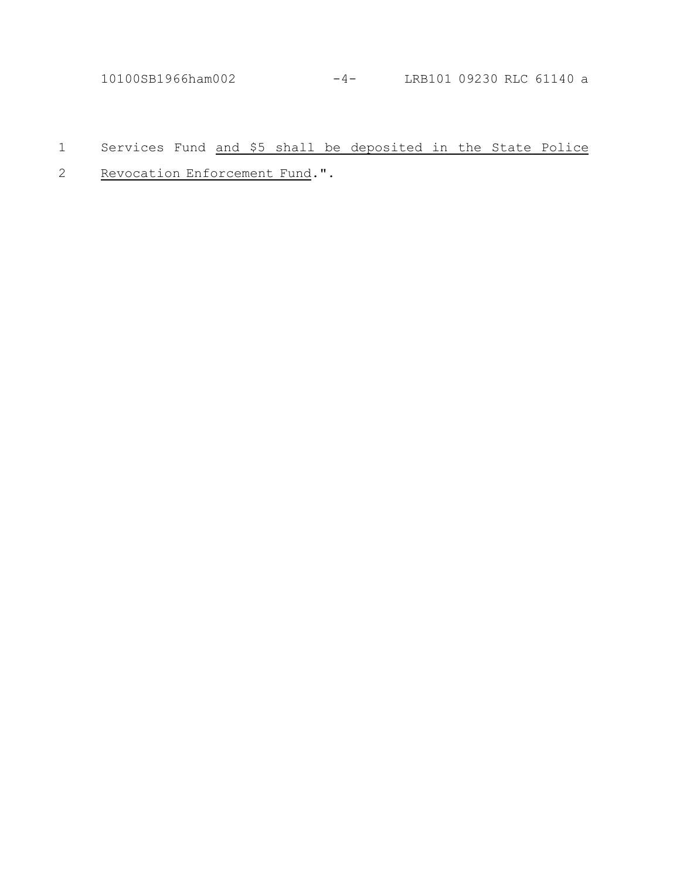Services Fund <u>and $5 shall be deposited in the State Police Revocation Enforcement Fund</u>.".